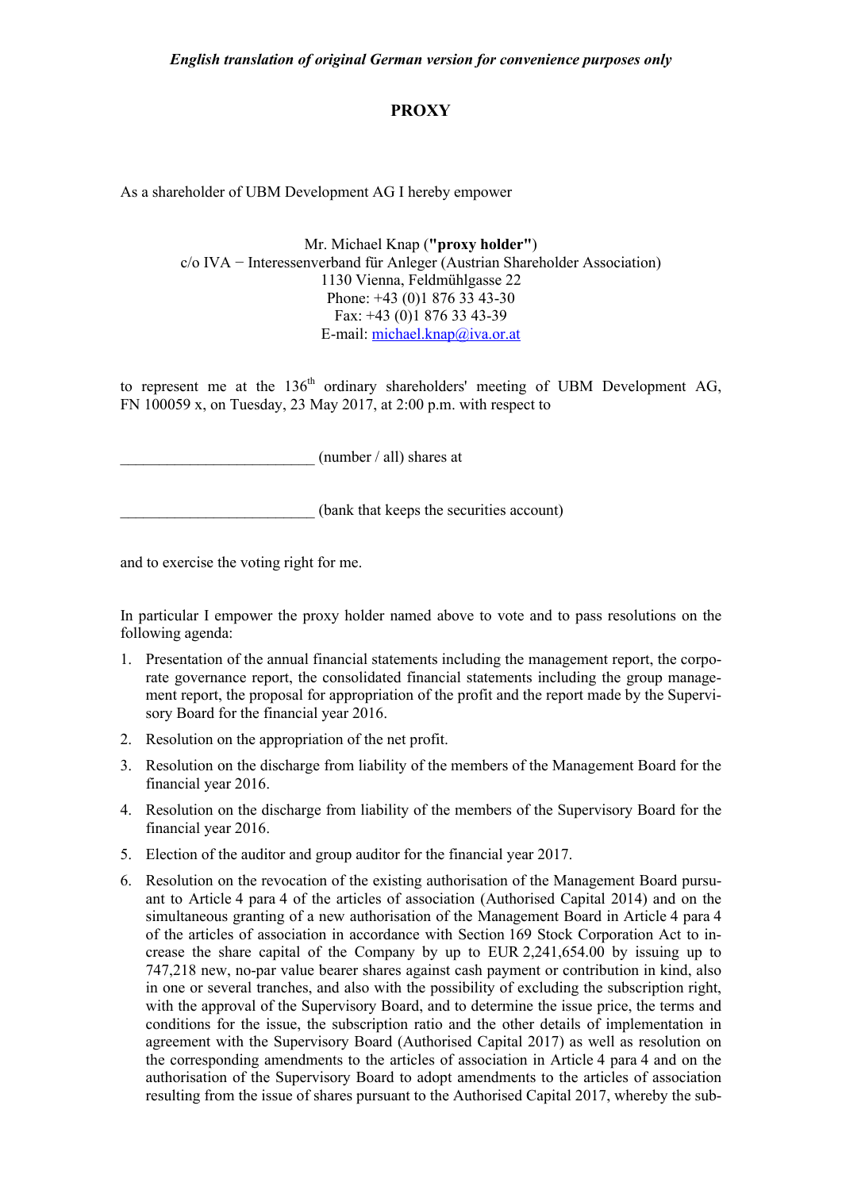*English translation of original German version for convenience purposes only*

# PROXY

As a shareholder of UBM Development AG I hereby empower

Mr. Michael Knap (**"proxy holder"**)
c/o IVA − Interessenverband für Anleger (Austrian Shareholder Association)
1130 Vienna, Feldmühlgasse 22
Phone: +43 (0)1 876 33 43-30
Fax: +43 (0)1 876 33 43-39
E-mail: michael.knap@iva.or.at

to represent me at the 136th ordinary shareholders' meeting of UBM Development AG, FN 100059 x, on Tuesday, 23 May 2017, at 2:00 p.m. with respect to

_________________________ (number / all) shares at

_________________________ (bank that keeps the securities account)

and to exercise the voting right for me.

In particular I empower the proxy holder named above to vote and to pass resolutions on the following agenda:

1. Presentation of the annual financial statements including the management report, the corporate governance report, the consolidated financial statements including the group management report, the proposal for appropriation of the profit and the report made by the Supervisory Board for the financial year 2016.
2. Resolution on the appropriation of the net profit.
3. Resolution on the discharge from liability of the members of the Management Board for the financial year 2016.
4. Resolution on the discharge from liability of the members of the Supervisory Board for the financial year 2016.
5. Election of the auditor and group auditor for the financial year 2017.
6. Resolution on the revocation of the existing authorisation of the Management Board pursuant to Article 4 para 4 of the articles of association (Authorised Capital 2014) and on the simultaneous granting of a new authorisation of the Management Board in Article 4 para 4 of the articles of association in accordance with Section 169 Stock Corporation Act to increase the share capital of the Company by up to EUR 2,241,654.00 by issuing up to 747,218 new, no-par value bearer shares against cash payment or contribution in kind, also in one or several tranches, and also with the possibility of excluding the subscription right, with the approval of the Supervisory Board, and to determine the issue price, the terms and conditions for the issue, the subscription ratio and the other details of implementation in agreement with the Supervisory Board (Authorised Capital 2017) as well as resolution on the corresponding amendments to the articles of association in Article 4 para 4 and on the authorisation of the Supervisory Board to adopt amendments to the articles of association resulting from the issue of shares pursuant to the Authorised Capital 2017, whereby the sub-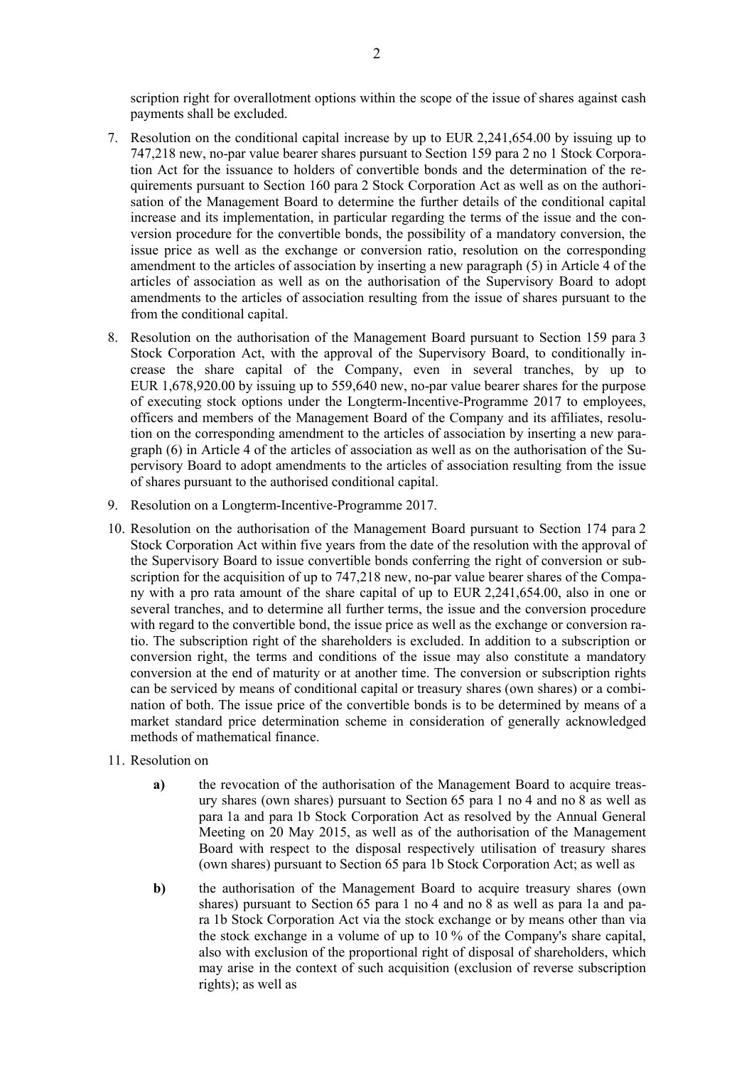scription right for overallotment options within the scope of the issue of shares against cash payments shall be excluded.

7. Resolution on the conditional capital increase by up to EUR 2,241,654.00 by issuing up to 747,218 new, no-par value bearer shares pursuant to Section 159 para 2 no 1 Stock Corporation Act for the issuance to holders of convertible bonds and the determination of the requirements pursuant to Section 160 para 2 Stock Corporation Act as well as on the authorisation of the Management Board to determine the further details of the conditional capital increase and its implementation, in particular regarding the terms of the issue and the conversion procedure for the convertible bonds, the possibility of a mandatory conversion, the issue price as well as the exchange or conversion ratio, resolution on the corresponding amendment to the articles of association by inserting a new paragraph (5) in Article 4 of the articles of association as well as on the authorisation of the Supervisory Board to adopt amendments to the articles of association resulting from the issue of shares pursuant to the from the conditional capital.

8. Resolution on the authorisation of the Management Board pursuant to Section 159 para 3 Stock Corporation Act, with the approval of the Supervisory Board, to conditionally increase the share capital of the Company, even in several tranches, by up to EUR 1,678,920.00 by issuing up to 559,640 new, no-par value bearer shares for the purpose of executing stock options under the Longterm-Incentive-Programme 2017 to employees, officers and members of the Management Board of the Company and its affiliates, resolution on the corresponding amendment to the articles of association by inserting a new paragraph (6) in Article 4 of the articles of association as well as on the authorisation of the Supervisory Board to adopt amendments to the articles of association resulting from the issue of shares pursuant to the authorised conditional capital.

9. Resolution on a Longterm-Incentive-Programme 2017.

10. Resolution on the authorisation of the Management Board pursuant to Section 174 para 2 Stock Corporation Act within five years from the date of the resolution with the approval of the Supervisory Board to issue convertible bonds conferring the right of conversion or subscription for the acquisition of up to 747,218 new, no-par value bearer shares of the Company with a pro rata amount of the share capital of up to EUR 2,241,654.00, also in one or several tranches, and to determine all further terms, the issue and the conversion procedure with regard to the convertible bond, the issue price as well as the exchange or conversion ratio. The subscription right of the shareholders is excluded. In addition to a subscription or conversion right, the terms and conditions of the issue may also constitute a mandatory conversion at the end of maturity or at another time. The conversion or subscription rights can be serviced by means of conditional capital or treasury shares (own shares) or a combination of both. The issue price of the convertible bonds is to be determined by means of a market standard price determination scheme in consideration of generally acknowledged methods of mathematical finance.

11. Resolution on

    **a)** the revocation of the authorisation of the Management Board to acquire treasury shares (own shares) pursuant to Section 65 para 1 no 4 and no 8 as well as para 1a and para 1b Stock Corporation Act as resolved by the Annual General Meeting on 20 May 2015, as well as of the authorisation of the Management Board with respect to the disposal respectively utilisation of treasury shares (own shares) pursuant to Section 65 para 1b Stock Corporation Act; as well as

    **b)** the authorisation of the Management Board to acquire treasury shares (own shares) pursuant to Section 65 para 1 no 4 and no 8 as well as para 1a and para 1b Stock Corporation Act via the stock exchange or by means other than via the stock exchange in a volume of up to 10 % of the Company's share capital, also with exclusion of the proportional right of disposal of shareholders, which may arise in the context of such acquisition (exclusion of reverse subscription rights); as well as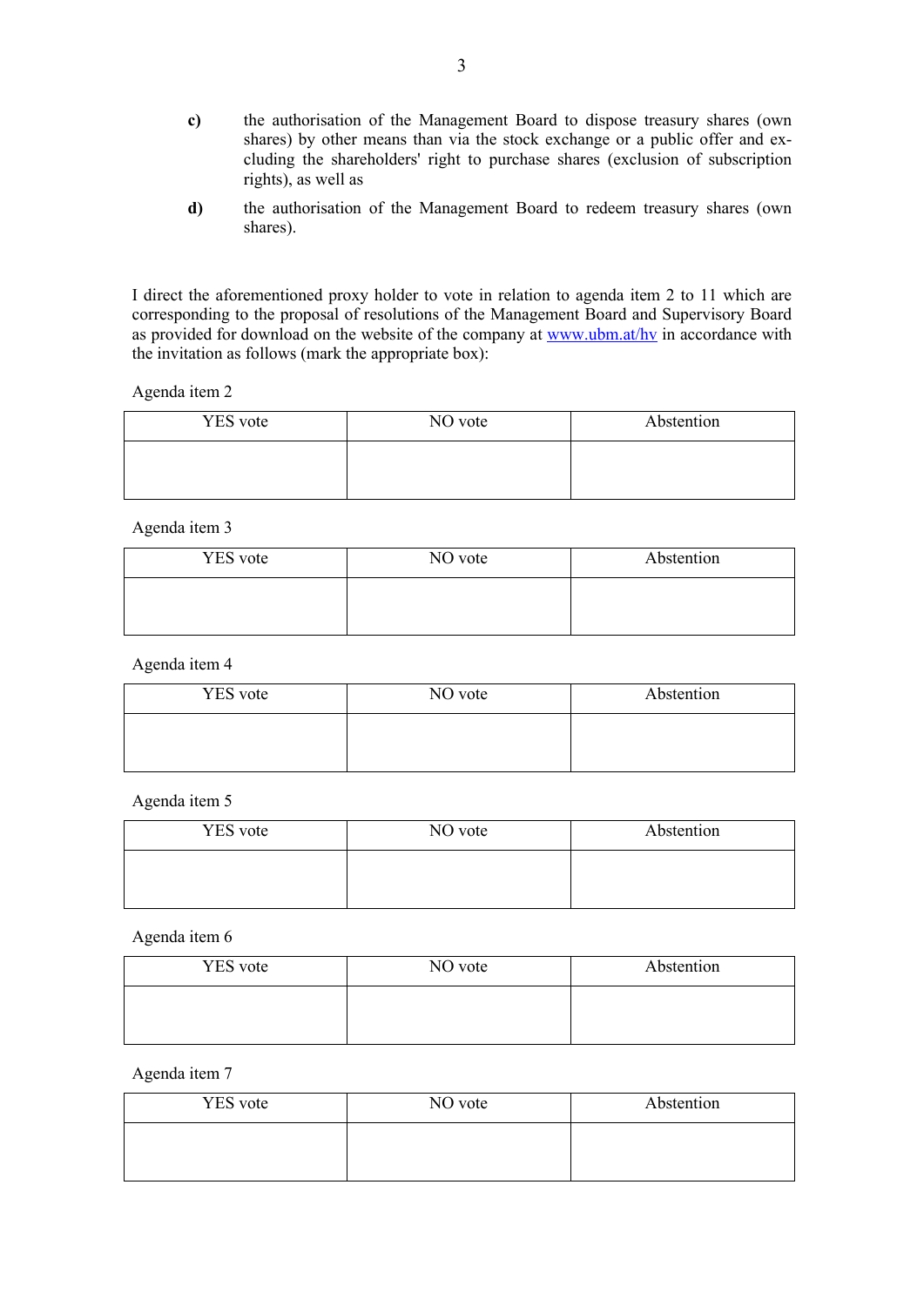**c)** the authorisation of the Management Board to dispose treasury shares (own shares) by other means than via the stock exchange or a public offer and excluding the shareholders' right to purchase shares (exclusion of subscription rights), as well as

**d)** the authorisation of the Management Board to redeem treasury shares (own shares).

I direct the aforementioned proxy holder to vote in relation to agenda item 2 to 11 which are corresponding to the proposal of resolutions of the Management Board and Supervisory Board as provided for download on the website of the company at [www.ubm.at/hv](http://www.ubm.at/hv) in accordance with the invitation as follows (mark the appropriate box):

Agenda item 2

| YES vote | NO vote | Abstention |
|---|---|---|
| | | |

Agenda item 3

| YES vote | NO vote | Abstention |
|---|---|---|
| | | |

Agenda item 4

| YES vote | NO vote | Abstention |
|---|---|---|
| | | |

Agenda item 5

| YES vote | NO vote | Abstention |
|---|---|---|
| | | |

Agenda item 6

| YES vote | NO vote | Abstention |
|---|---|---|
| | | |

Agenda item 7

| YES vote | NO vote | Abstention |
|---|---|---|
| | | |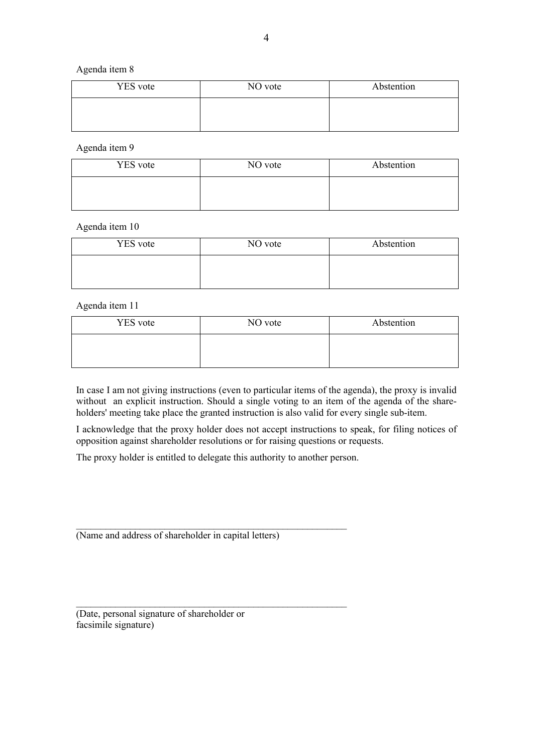Agenda item 8

| YES vote | NO vote | Abstention |
|---|---|---|
| | | |

Agenda item 9

| YES vote | NO vote | Abstention |
|---|---|---|
| | | |

Agenda item 10

| YES vote | NO vote | Abstention |
|---|---|---|
| | | |

Agenda item 11

| YES vote | NO vote | Abstention |
|---|---|---|
| | | |

In case I am not giving instructions (even to particular items of the agenda), the proxy is invalid without an explicit instruction. Should a single voting to an item of the agenda of the share-holders' meeting take place the granted instruction is also valid for every single sub-item.

I acknowledge that the proxy holder does not accept instructions to speak, for filing notices of opposition against shareholder resolutions or for raising questions or requests.

The proxy holder is entitled to delegate this authority to another person.

\_\_\_\_\_\_\_\_\_\_\_\_\_\_\_\_\_\_\_\_\_\_\_\_\_\_\_\_\_\_\_\_\_\_\_\_\_\_\_\_\_\_\_\_\_\_\_\_\_\_\_\_

(Name and address of shareholder in capital letters)

\_\_\_\_\_\_\_\_\_\_\_\_\_\_\_\_\_\_\_\_\_\_\_\_\_\_\_\_\_\_\_\_\_\_\_\_\_\_\_\_\_\_\_\_\_\_\_\_\_\_\_\_

(Date, personal signature of shareholder or
facsimile signature)